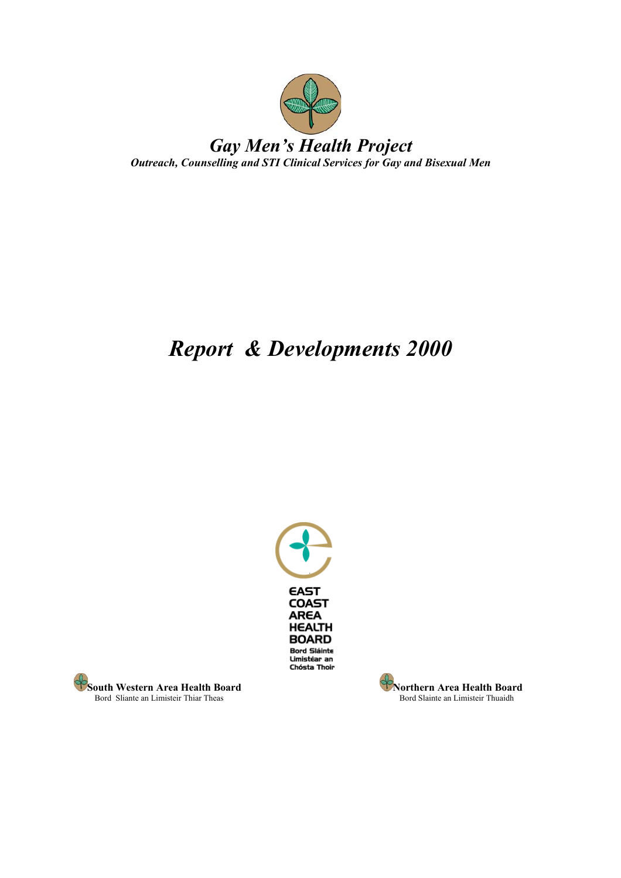# *Gay Men's Health Project*

***Outreach, Counselling and STI Clinical Services for Gay and Bisexual Men***

# *Report & Developments 2000*

EAST COAST AREA HEALTH BOARD

Bord Sláinte Limistéar an Chósta Thoir

**South Western Area Health Board**
Bord Sliante an Limisteir Thiar Theas

**Northern Area Health Board**
Bord Slainte an Limisteir Thuaidh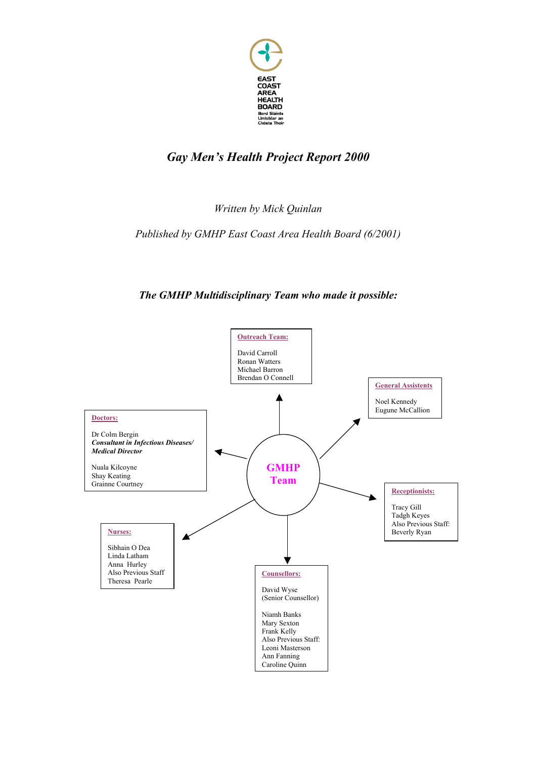EAST COAST AREA HEALTH BOARD

Bord Sláinte Limistéar an Chósta Thoir

# *Gay Men's Health Project Report 2000*

*Written by Mick Quinlan*

*Published by GMHP East Coast Area Health Board (6/2001)*

## ***The GMHP Multidisciplinary Team who made it possible:***

**GMHP Team**

**Outreach Team:**

David Carroll
Ronan Watters
Michael Barron
Brendan O Connell

**General Assistents**

Noel Kennedy
Eugune McCallion

**Doctors:**

Dr Colm Bergin
***Consultant in Infectious Diseases/ Medical Director***

Nuala Kilcoyne
Shay Keating
Grainne Courtney

**Receptionists:**

Tracy Gill
Tadgh Keyes
Also Previous Staff:
Beverly Ryan

**Nurses:**

Sibhain O Dea
Linda Latham
Anna Hurley
Also Previous Staff
Theresa Pearle

**Counsellors:**

David Wyse
(Senior Counsellor)

Niamh Banks
Mary Sexton
Frank Kelly
Also Previous Staff:
Leoni Masterson
Ann Fanning
Caroline Quinn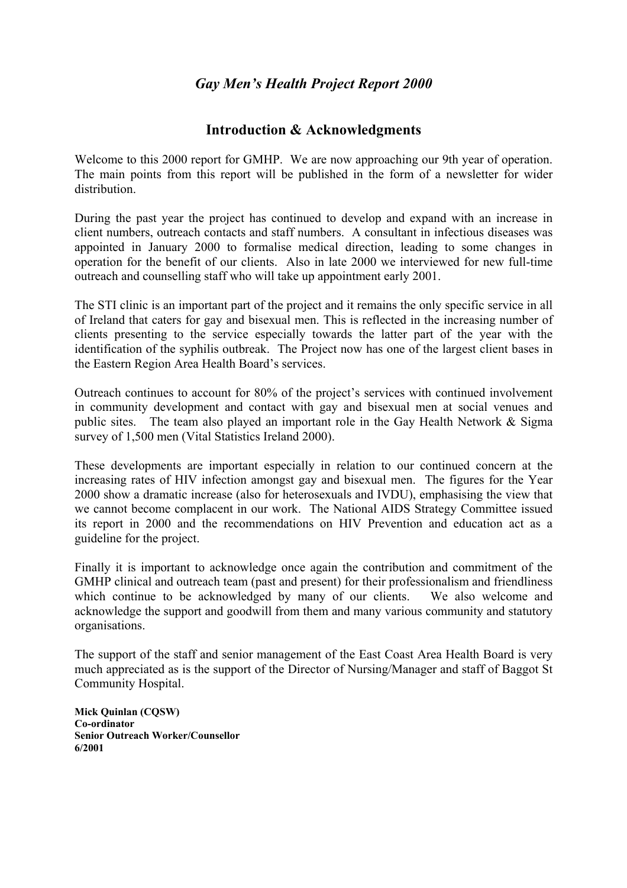# *Gay Men's Health Project Report 2000*

## Introduction & Acknowledgments

Welcome to this 2000 report for GMHP. We are now approaching our 9th year of operation. The main points from this report will be published in the form of a newsletter for wider distribution.

During the past year the project has continued to develop and expand with an increase in client numbers, outreach contacts and staff numbers. A consultant in infectious diseases was appointed in January 2000 to formalise medical direction, leading to some changes in operation for the benefit of our clients. Also in late 2000 we interviewed for new full-time outreach and counselling staff who will take up appointment early 2001.

The STI clinic is an important part of the project and it remains the only specific service in all of Ireland that caters for gay and bisexual men. This is reflected in the increasing number of clients presenting to the service especially towards the latter part of the year with the identification of the syphilis outbreak. The Project now has one of the largest client bases in the Eastern Region Area Health Board's services.

Outreach continues to account for 80% of the project's services with continued involvement in community development and contact with gay and bisexual men at social venues and public sites. The team also played an important role in the Gay Health Network & Sigma survey of 1,500 men (Vital Statistics Ireland 2000).

These developments are important especially in relation to our continued concern at the increasing rates of HIV infection amongst gay and bisexual men. The figures for the Year 2000 show a dramatic increase (also for heterosexuals and IVDU), emphasising the view that we cannot become complacent in our work. The National AIDS Strategy Committee issued its report in 2000 and the recommendations on HIV Prevention and education act as a guideline for the project.

Finally it is important to acknowledge once again the contribution and commitment of the GMHP clinical and outreach team (past and present) for their professionalism and friendliness which continue to be acknowledged by many of our clients. We also welcome and acknowledge the support and goodwill from them and many various community and statutory organisations.

The support of the staff and senior management of the East Coast Area Health Board is very much appreciated as is the support of the Director of Nursing/Manager and staff of Baggot St Community Hospital.

**Mick Quinlan (CQSW)**
**Co-ordinator**
**Senior Outreach Worker/Counsellor**
**6/2001**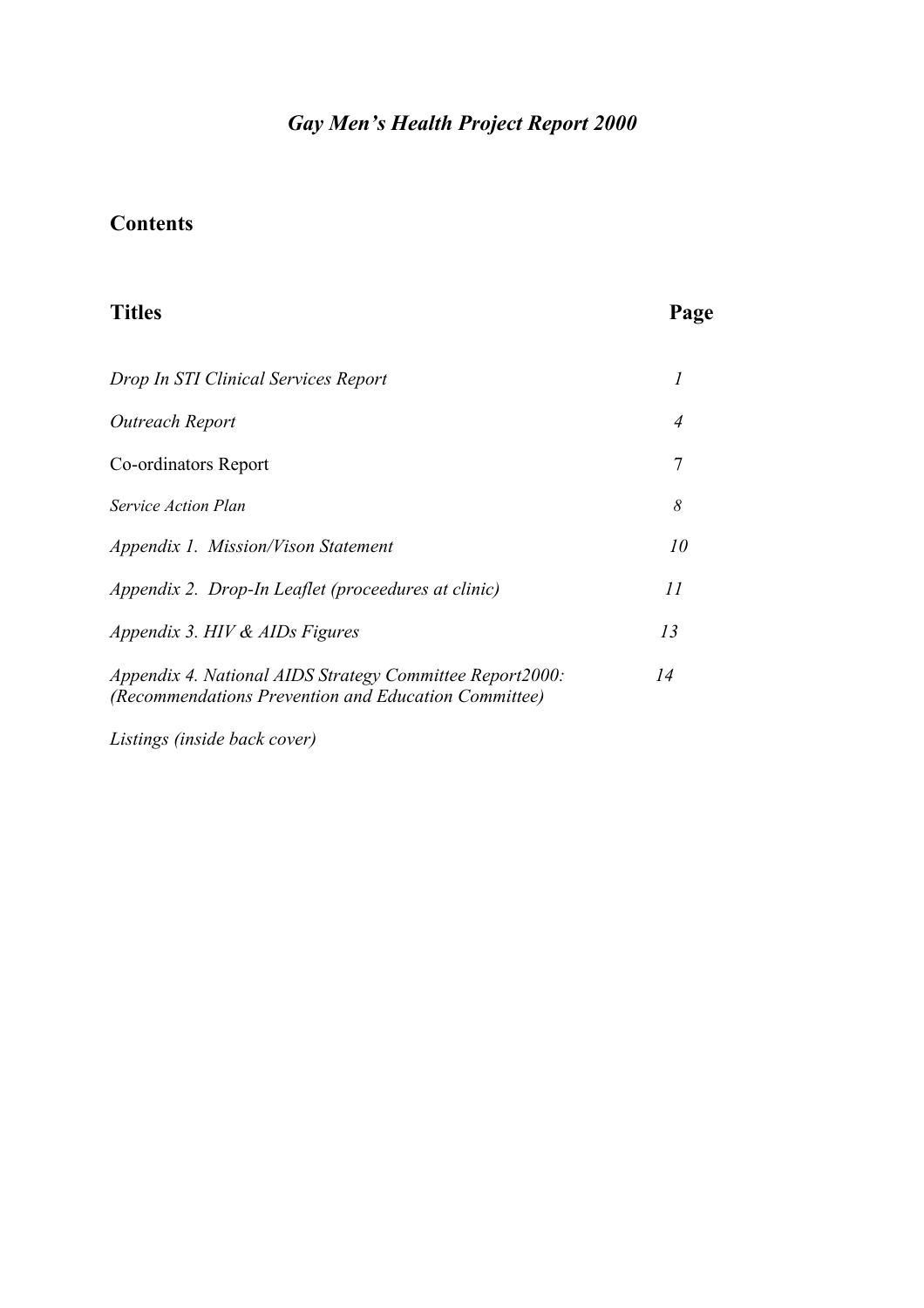# *Gay Men's Health Project Report 2000*

## Contents

| **Titles** | **Page** |
| --- | --- |
| *Drop In STI Clinical Services Report* | *1* |
| *Outreach Report* | *4* |
| Co-ordinators Report | 7 |
| *Service Action Plan* | *8* |
| *Appendix 1. Mission/Vison Statement* | *10* |
| *Appendix 2. Drop-In Leaflet (proceedures at clinic)* | *11* |
| *Appendix 3. HIV & AIDs Figures* | *13* |
| *Appendix 4. National AIDS Strategy Committee Report2000: (Recommendations Prevention and Education Committee)* | *14* |
| *Listings (inside back cover)* | |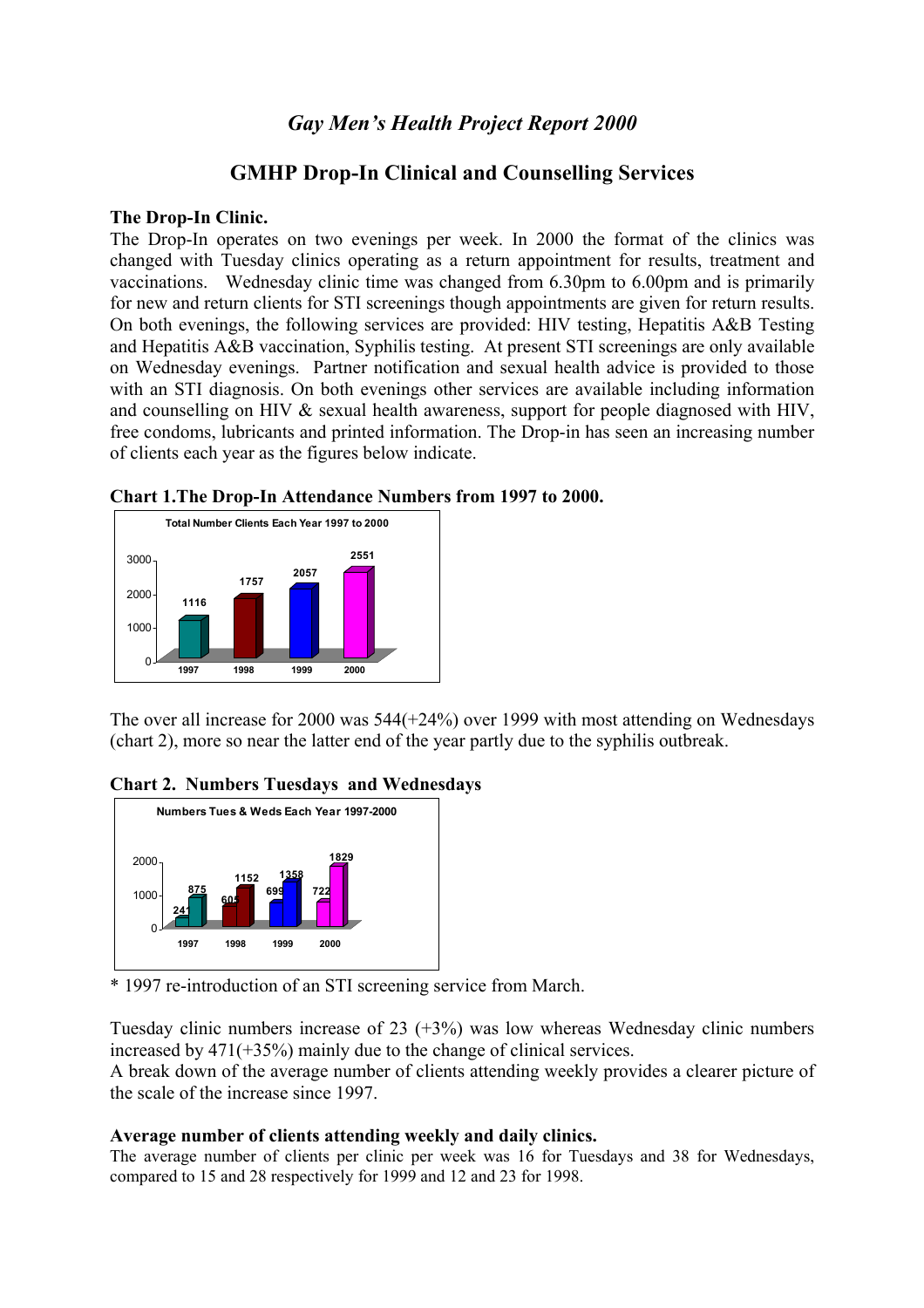# *Gay Men's Health Project Report 2000*

## GMHP Drop-In Clinical and Counselling Services

**The Drop-In Clinic.**

The Drop-In operates on two evenings per week. In 2000 the format of the clinics was changed with Tuesday clinics operating as a return appointment for results, treatment and vaccinations. Wednesday clinic time was changed from 6.30pm to 6.00pm and is primarily for new and return clients for STI screenings though appointments are given for return results. On both evenings, the following services are provided: HIV testing, Hepatitis A&B Testing and Hepatitis A&B vaccination, Syphilis testing. At present STI screenings are only available on Wednesday evenings. Partner notification and sexual health advice is provided to those with an STI diagnosis. On both evenings other services are available including information and counselling on HIV & sexual health awareness, support for people diagnosed with HIV, free condoms, lubricants and printed information. The Drop-in has seen an increasing number of clients each year as the figures below indicate.

**Chart 1.The Drop-In Attendance Numbers from 1997 to 2000.**

Total Number Clients Each Year 1997 to 2000

| Year | Clients |
|---|---|
| 1997 | 1116 |
| 1998 | 1757 |
| 1999 | 2057 |
| 2000 | 2551 |

The over all increase for 2000 was 544(+24%) over 1999 with most attending on Wednesdays (chart 2), more so near the latter end of the year partly due to the syphilis outbreak.

**Chart 2. Numbers Tuesdays and Wednesdays**

Numbers Tues & Weds Each Year 1997-2000

| Year | Tuesdays | Wednesdays |
|---|---|---|
| 1997 | 241 | 875 |
| 1998 | 605 | 1152 |
| 1999 | 699 | 1358 |
| 2000 | 722 | 1829 |

\* 1997 re-introduction of an STI screening service from March.

Tuesday clinic numbers increase of 23 (+3%) was low whereas Wednesday clinic numbers increased by 471(+35%) mainly due to the change of clinical services.

A break down of the average number of clients attending weekly provides a clearer picture of the scale of the increase since 1997.

**Average number of clients attending weekly and daily clinics.**

The average number of clients per clinic per week was 16 for Tuesdays and 38 for Wednesdays, compared to 15 and 28 respectively for 1999 and 12 and 23 for 1998.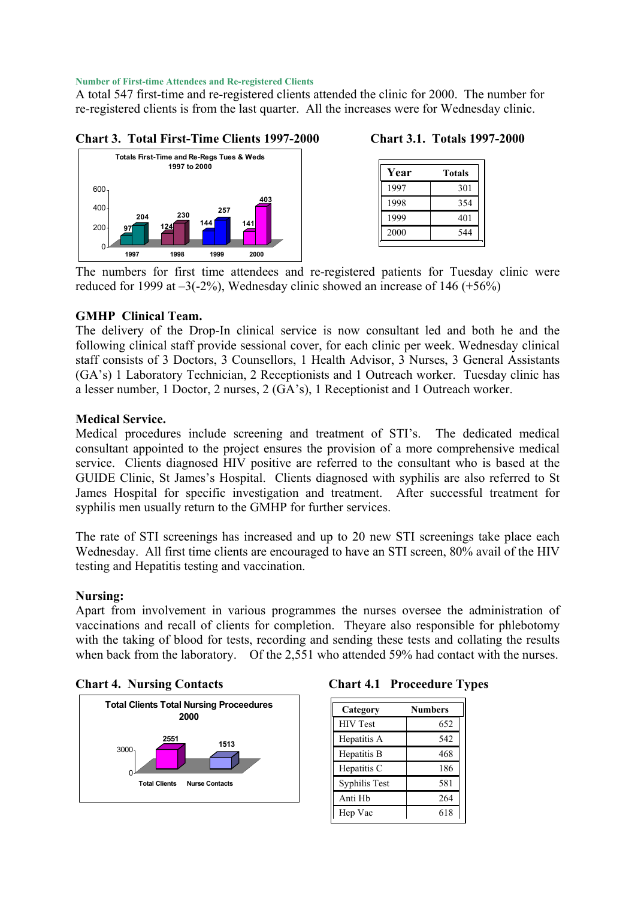**Number of First-time Attendees and Re-registered Clients**

A total 547 first-time and re-registered clients attended the clinic for 2000. The number for re-registered clients is from the last quarter. All the increases were for Wednesday clinic.

**Chart 3. Total First-Time Clients 1997-2000**

Totals First-Time and Re-Regs Tues & Weds 1997 to 2000

| Year | Tues | Weds |
|---|---|---|
| 1997 | 97 | 204 |
| 1998 | 124 | 230 |
| 1999 | 144 | 257 |
| 2000 | 141 | 403 |

**Chart 3.1. Totals 1997-2000**

| Year | Totals |
|---|---|
| 1997 | 301 |
| 1998 | 354 |
| 1999 | 401 |
| 2000 | 544 |

The numbers for first time attendees and re-registered patients for Tuesday clinic were reduced for 1999 at –3(-2%), Wednesday clinic showed an increase of 146 (+56%)

### GMHP Clinical Team.

The delivery of the Drop-In clinical service is now consultant led and both he and the following clinical staff provide sessional cover, for each clinic per week. Wednesday clinical staff consists of 3 Doctors, 3 Counsellors, 1 Health Advisor, 3 Nurses, 3 General Assistants (GA's) 1 Laboratory Technician, 2 Receptionists and 1 Outreach worker. Tuesday clinic has a lesser number, 1 Doctor, 2 nurses, 2 (GA's), 1 Receptionist and 1 Outreach worker.

### Medical Service.

Medical procedures include screening and treatment of STI's. The dedicated medical consultant appointed to the project ensures the provision of a more comprehensive medical service. Clients diagnosed HIV positive are referred to the consultant who is based at the GUIDE Clinic, St James's Hospital. Clients diagnosed with syphilis are also referred to St James Hospital for specific investigation and treatment. After successful treatment for syphilis men usually return to the GMHP for further services.

The rate of STI screenings has increased and up to 20 new STI screenings take place each Wednesday. All first time clients are encouraged to have an STI screen, 80% avail of the HIV testing and Hepatitis testing and vaccination.

### Nursing:

Apart from involvement in various programmes the nurses oversee the administration of vaccinations and recall of clients for completion. Theyare also responsible for phlebotomy with the taking of blood for tests, recording and sending these tests and collating the results when back from the laboratory. Of the 2,551 who attended 59% had contact with the nurses.

**Chart 4. Nursing Contacts**

Total Clients Total Nursing Proceedures 2000

| Total Clients | Nurse Contacts |
|---|---|
| 2551 | 1513 |

**Chart 4.1 Proceedure Types**

| Category | Numbers |
|---|---|
| HIV Test | 652 |
| Hepatitis A | 542 |
| Hepatitis B | 468 |
| Hepatitis C | 186 |
| Syphilis Test | 581 |
| Anti Hb | 264 |
| Hep Vac | 618 |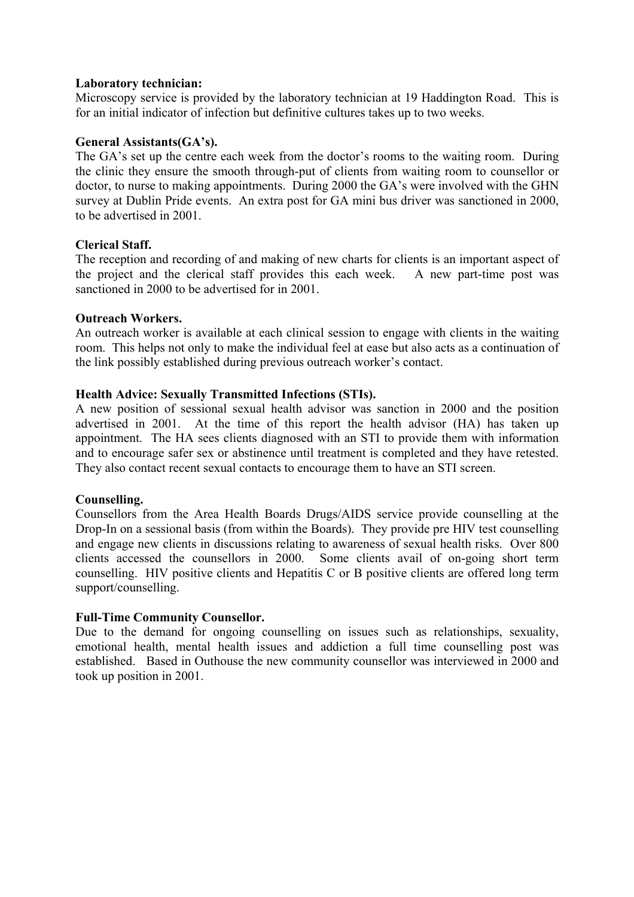**Laboratory technician:**

Microscopy service is provided by the laboratory technician at 19 Haddington Road. This is for an initial indicator of infection but definitive cultures takes up to two weeks.

**General Assistants(GA's).**

The GA's set up the centre each week from the doctor's rooms to the waiting room. During the clinic they ensure the smooth through-put of clients from waiting room to counsellor or doctor, to nurse to making appointments. During 2000 the GA's were involved with the GHN survey at Dublin Pride events. An extra post for GA mini bus driver was sanctioned in 2000, to be advertised in 2001.

**Clerical Staff.**

The reception and recording of and making of new charts for clients is an important aspect of the project and the clerical staff provides this each week. A new part-time post was sanctioned in 2000 to be advertised for in 2001.

**Outreach Workers.**

An outreach worker is available at each clinical session to engage with clients in the waiting room. This helps not only to make the individual feel at ease but also acts as a continuation of the link possibly established during previous outreach worker's contact.

**Health Advice: Sexually Transmitted Infections (STIs).**

A new position of sessional sexual health advisor was sanction in 2000 and the position advertised in 2001. At the time of this report the health advisor (HA) has taken up appointment. The HA sees clients diagnosed with an STI to provide them with information and to encourage safer sex or abstinence until treatment is completed and they have retested. They also contact recent sexual contacts to encourage them to have an STI screen.

**Counselling.**

Counsellors from the Area Health Boards Drugs/AIDS service provide counselling at the Drop-In on a sessional basis (from within the Boards). They provide pre HIV test counselling and engage new clients in discussions relating to awareness of sexual health risks. Over 800 clients accessed the counsellors in 2000. Some clients avail of on-going short term counselling. HIV positive clients and Hepatitis C or B positive clients are offered long term support/counselling.

**Full-Time Community Counsellor.**

Due to the demand for ongoing counselling on issues such as relationships, sexuality, emotional health, mental health issues and addiction a full time counselling post was established. Based in Outhouse the new community counsellor was interviewed in 2000 and took up position in 2001.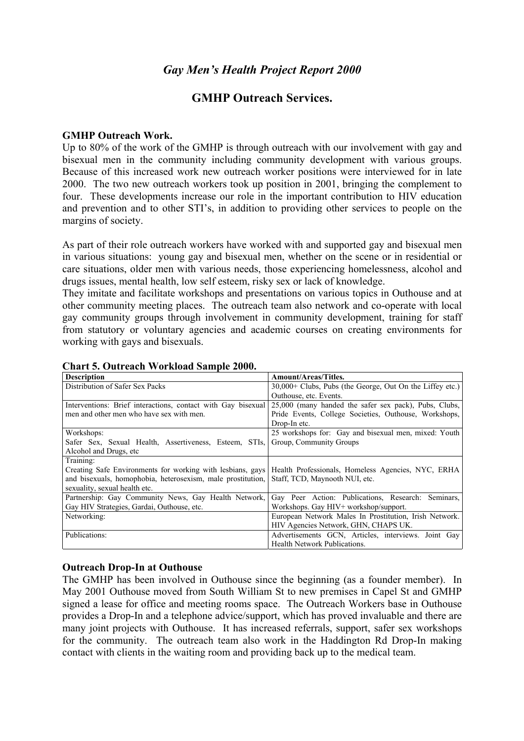## *Gay Men's Health Project Report 2000*

## GMHP Outreach Services.

**GMHP Outreach Work.**

Up to 80% of the work of the GMHP is through outreach with our involvement with gay and bisexual men in the community including community development with various groups. Because of this increased work new outreach worker positions were interviewed for in late 2000. The two new outreach workers took up position in 2001, bringing the complement to four. These developments increase our role in the important contribution to HIV education and prevention and to other STI's, in addition to providing other services to people on the margins of society.

As part of their role outreach workers have worked with and supported gay and bisexual men in various situations: young gay and bisexual men, whether on the scene or in residential or care situations, older men with various needs, those experiencing homelessness, alcohol and drugs issues, mental health, low self esteem, risky sex or lack of knowledge.

They imitate and facilitate workshops and presentations on various topics in Outhouse and at other community meeting places. The outreach team also network and co-operate with local gay community groups through involvement in community development, training for staff from statutory or voluntary agencies and academic courses on creating environments for working with gays and bisexuals.

**Chart 5. Outreach Workload Sample 2000.**

| **Description** | **Amount/Areas/Titles.** |
|---|---|
| Distribution of Safer Sex Packs | 30,000+ Clubs, Pubs (the George, Out On the Liffey etc.) Outhouse, etc. Events. |
| Interventions: Brief interactions, contact with Gay bisexual men and other men who have sex with men. | 25,000 (many handed the safer sex pack), Pubs, Clubs, Pride Events, College Societies, Outhouse, Workshops, Drop-In etc. |
| Workshops: Safer Sex, Sexual Health, Assertiveness, Esteem, STIs, Alcohol and Drugs, etc | 25 workshops for: Gay and bisexual men, mixed: Youth Group, Community Groups |
| Training: Creating Safe Environments for working with lesbians, gays and bisexuals, homophobia, heterosexism, male prostitution, sexuality, sexual health etc. | Health Professionals, Homeless Agencies, NYC, ERHA Staff, TCD, Maynooth NUI, etc. |
| Partnership: Gay Community News, Gay Health Network, Gay HIV Strategies, Gardai, Outhouse, etc. | Gay Peer Action: Publications, Research: Seminars, Workshops. Gay HIV+ workshop/support. |
| Networking: | European Network Males In Prostitution, Irish Network. HIV Agencies Network, GHN, CHAPS UK. |
| Publications: | Advertisements GCN, Articles, interviews. Joint Gay Health Network Publications. |

**Outreach Drop-In at Outhouse**

The GMHP has been involved in Outhouse since the beginning (as a founder member). In May 2001 Outhouse moved from South William St to new premises in Capel St and GMHP signed a lease for office and meeting rooms space. The Outreach Workers base in Outhouse provides a Drop-In and a telephone advice/support, which has proved invaluable and there are many joint projects with Outhouse. It has increased referrals, support, safer sex workshops for the community. The outreach team also work in the Haddington Rd Drop-In making contact with clients in the waiting room and providing back up to the medical team.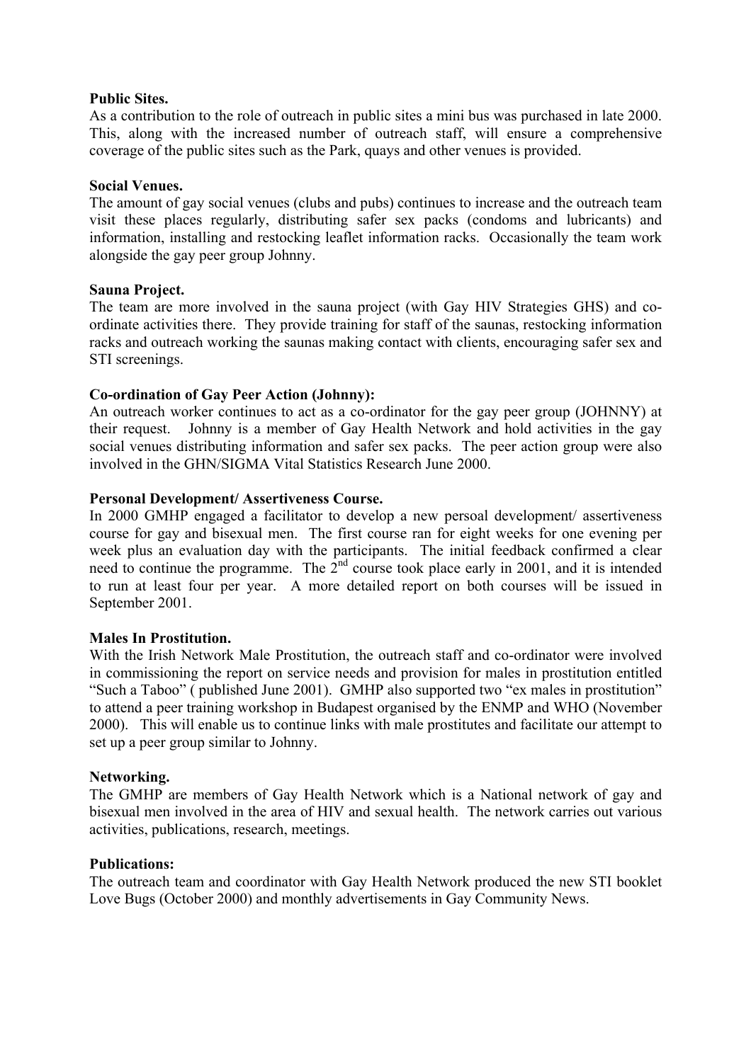**Public Sites.**
As a contribution to the role of outreach in public sites a mini bus was purchased in late 2000. This, along with the increased number of outreach staff, will ensure a comprehensive coverage of the public sites such as the Park, quays and other venues is provided.

**Social Venues.**
The amount of gay social venues (clubs and pubs) continues to increase and the outreach team visit these places regularly, distributing safer sex packs (condoms and lubricants) and information, installing and restocking leaflet information racks. Occasionally the team work alongside the gay peer group Johnny.

**Sauna Project.**
The team are more involved in the sauna project (with Gay HIV Strategies GHS) and co-ordinate activities there. They provide training for staff of the saunas, restocking information racks and outreach working the saunas making contact with clients, encouraging safer sex and STI screenings.

**Co-ordination of Gay Peer Action (Johnny):**
An outreach worker continues to act as a co-ordinator for the gay peer group (JOHNNY) at their request. Johnny is a member of Gay Health Network and hold activities in the gay social venues distributing information and safer sex packs. The peer action group were also involved in the GHN/SIGMA Vital Statistics Research June 2000.

**Personal Development/ Assertiveness Course.**
In 2000 GMHP engaged a facilitator to develop a new persoal development/ assertiveness course for gay and bisexual men. The first course ran for eight weeks for one evening per week plus an evaluation day with the participants. The initial feedback confirmed a clear need to continue the programme. The 2nd course took place early in 2001, and it is intended to run at least four per year. A more detailed report on both courses will be issued in September 2001.

**Males In Prostitution.**
With the Irish Network Male Prostitution, the outreach staff and co-ordinator were involved in commissioning the report on service needs and provision for males in prostitution entitled "Such a Taboo" ( published June 2001). GMHP also supported two "ex males in prostitution" to attend a peer training workshop in Budapest organised by the ENMP and WHO (November 2000). This will enable us to continue links with male prostitutes and facilitate our attempt to set up a peer group similar to Johnny.

**Networking.**
The GMHP are members of Gay Health Network which is a National network of gay and bisexual men involved in the area of HIV and sexual health. The network carries out various activities, publications, research, meetings.

**Publications:**
The outreach team and coordinator with Gay Health Network produced the new STI booklet Love Bugs (October 2000) and monthly advertisements in Gay Community News.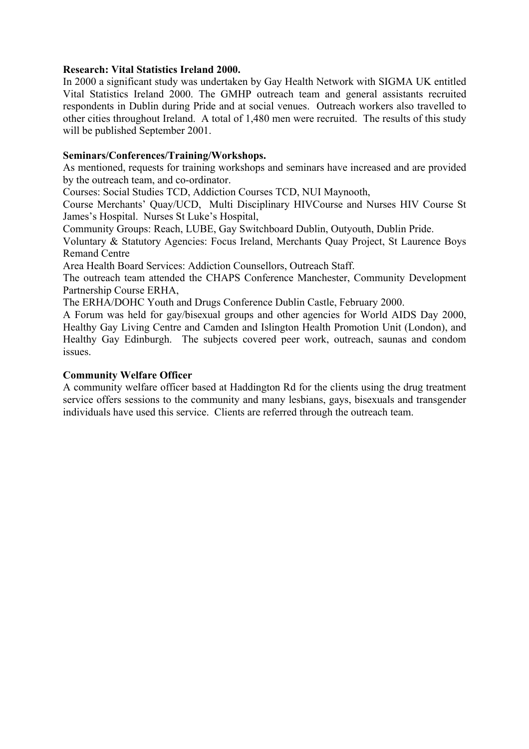**Research: Vital Statistics Ireland 2000.**

In 2000 a significant study was undertaken by Gay Health Network with SIGMA UK entitled Vital Statistics Ireland 2000. The GMHP outreach team and general assistants recruited respondents in Dublin during Pride and at social venues. Outreach workers also travelled to other cities throughout Ireland. A total of 1,480 men were recruited. The results of this study will be published September 2001.

**Seminars/Conferences/Training/Workshops.**

As mentioned, requests for training workshops and seminars have increased and are provided by the outreach team, and co-ordinator.

Courses: Social Studies TCD, Addiction Courses TCD, NUI Maynooth,

Course Merchants' Quay/UCD, Multi Disciplinary HIVCourse and Nurses HIV Course St James's Hospital. Nurses St Luke's Hospital,

Community Groups: Reach, LUBE, Gay Switchboard Dublin, Outyouth, Dublin Pride.

Voluntary & Statutory Agencies: Focus Ireland, Merchants Quay Project, St Laurence Boys Remand Centre

Area Health Board Services: Addiction Counsellors, Outreach Staff.

The outreach team attended the CHAPS Conference Manchester, Community Development Partnership Course ERHA,

The ERHA/DOHC Youth and Drugs Conference Dublin Castle, February 2000.

A Forum was held for gay/bisexual groups and other agencies for World AIDS Day 2000, Healthy Gay Living Centre and Camden and Islington Health Promotion Unit (London), and Healthy Gay Edinburgh. The subjects covered peer work, outreach, saunas and condom issues.

**Community Welfare Officer**

A community welfare officer based at Haddington Rd for the clients using the drug treatment service offers sessions to the community and many lesbians, gays, bisexuals and transgender individuals have used this service. Clients are referred through the outreach team.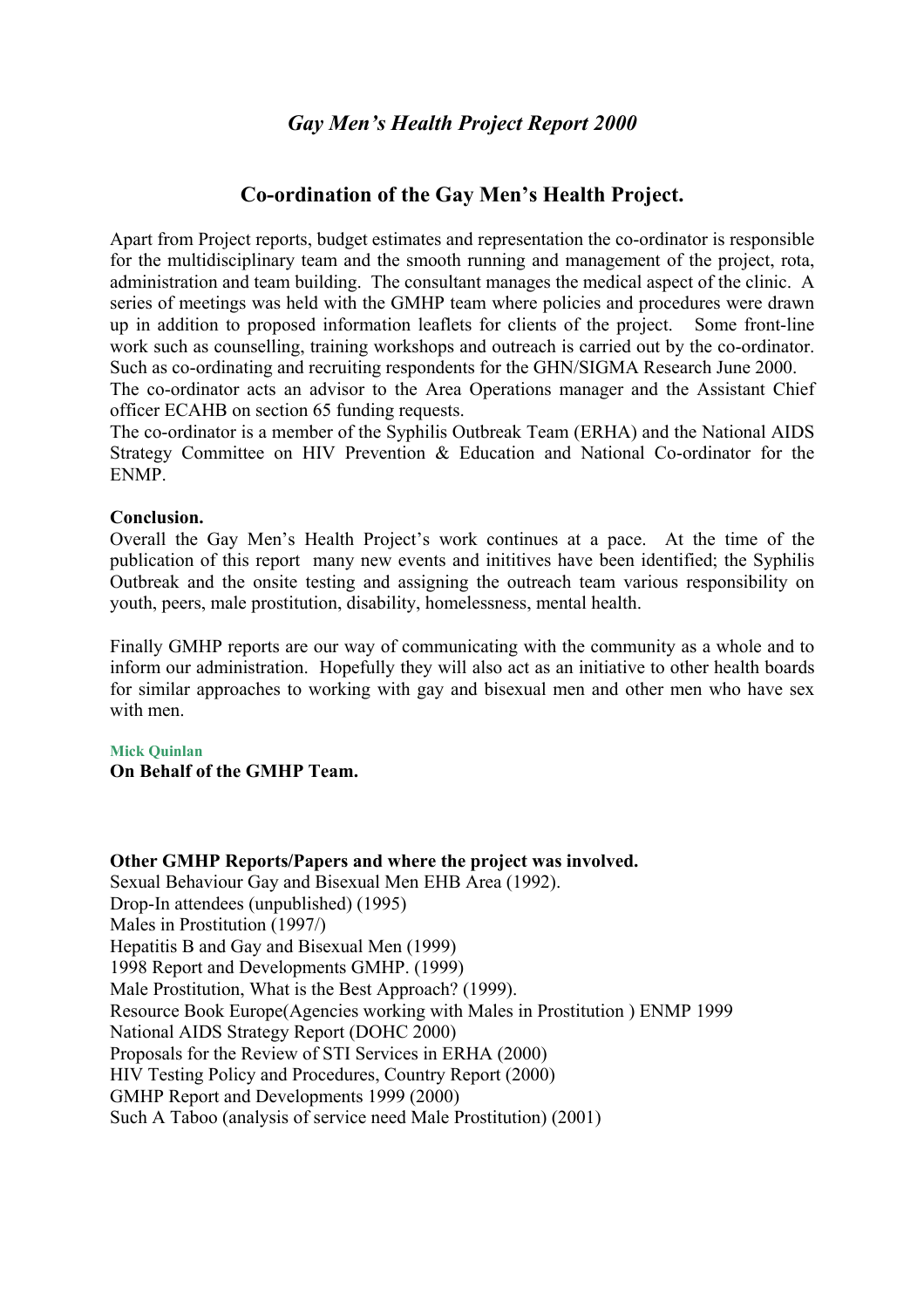*Gay Men's Health Project Report 2000*

## Co-ordination of the Gay Men's Health Project.

Apart from Project reports, budget estimates and representation the co-ordinator is responsible for the multidisciplinary team and the smooth running and management of the project, rota, administration and team building. The consultant manages the medical aspect of the clinic. A series of meetings was held with the GMHP team where policies and procedures were drawn up in addition to proposed information leaflets for clients of the project. Some front-line work such as counselling, training workshops and outreach is carried out by the co-ordinator. Such as co-ordinating and recruiting respondents for the GHN/SIGMA Research June 2000.
The co-ordinator acts an advisor to the Area Operations manager and the Assistant Chief officer ECAHB on section 65 funding requests.
The co-ordinator is a member of the Syphilis Outbreak Team (ERHA) and the National AIDS Strategy Committee on HIV Prevention & Education and National Co-ordinator for the ENMP.

**Conclusion.**
Overall the Gay Men's Health Project's work continues at a pace. At the time of the publication of this report many new events and inititives have been identified; the Syphilis Outbreak and the onsite testing and assigning the outreach team various responsibility on youth, peers, male prostitution, disability, homelessness, mental health.

Finally GMHP reports are our way of communicating with the community as a whole and to inform our administration. Hopefully they will also act as an initiative to other health boards for similar approaches to working with gay and bisexual men and other men who have sex with men.

**Mick Quinlan**
**On Behalf of the GMHP Team.**

**Other GMHP Reports/Papers and where the project was involved.**
Sexual Behaviour Gay and Bisexual Men EHB Area (1992).
Drop-In attendees (unpublished) (1995)
Males in Prostitution (1997/)
Hepatitis B and Gay and Bisexual Men (1999)
1998 Report and Developments GMHP. (1999)
Male Prostitution, What is the Best Approach? (1999).
Resource Book Europe(Agencies working with Males in Prostitution ) ENMP 1999
National AIDS Strategy Report (DOHC 2000)
Proposals for the Review of STI Services in ERHA (2000)
HIV Testing Policy and Procedures, Country Report (2000)
GMHP Report and Developments 1999 (2000)
Such A Taboo (analysis of service need Male Prostitution) (2001)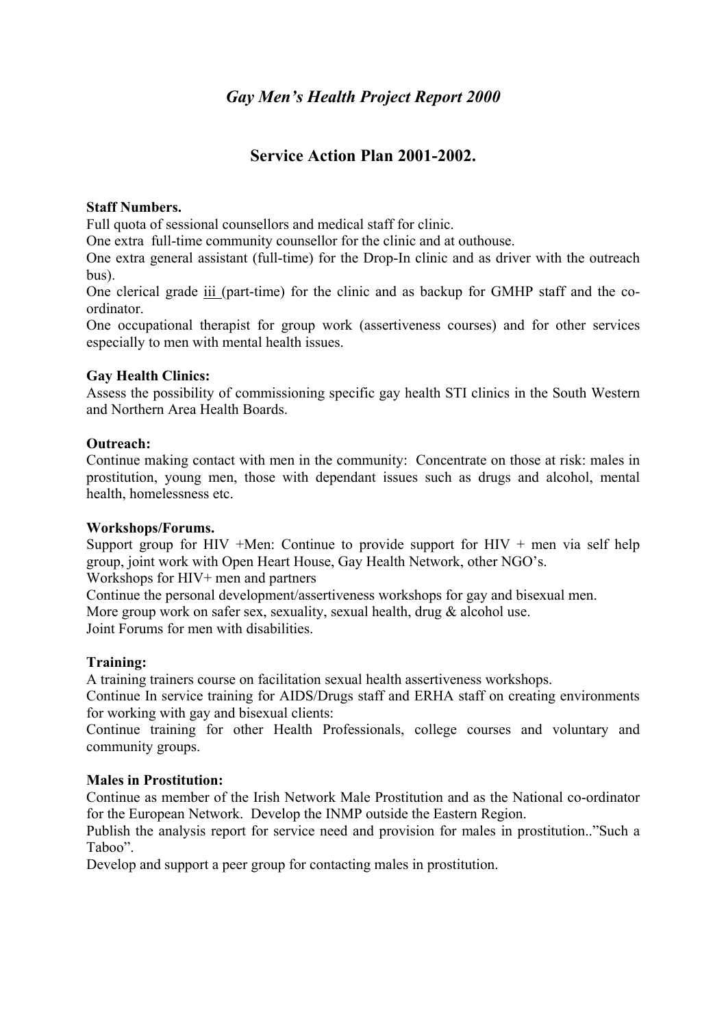*Gay Men's Health Project Report 2000*

## Service Action Plan 2001-2002.

**Staff Numbers.**
Full quota of sessional counsellors and medical staff for clinic.
One extra full-time community counsellor for the clinic and at outhouse.
One extra general assistant (full-time) for the Drop-In clinic and as driver with the outreach bus).
One clerical grade iii (part-time) for the clinic and as backup for GMHP staff and the co-ordinator.
One occupational therapist for group work (assertiveness courses) and for other services especially to men with mental health issues.

**Gay Health Clinics:**
Assess the possibility of commissioning specific gay health STI clinics in the South Western and Northern Area Health Boards.

**Outreach:**
Continue making contact with men in the community: Concentrate on those at risk: males in prostitution, young men, those with dependant issues such as drugs and alcohol, mental health, homelessness etc.

**Workshops/Forums.**
Support group for HIV +Men: Continue to provide support for HIV + men via self help group, joint work with Open Heart House, Gay Health Network, other NGO's.
Workshops for HIV+ men and partners
Continue the personal development/assertiveness workshops for gay and bisexual men.
More group work on safer sex, sexuality, sexual health, drug & alcohol use.
Joint Forums for men with disabilities.

**Training:**
A training trainers course on facilitation sexual health assertiveness workshops.
Continue In service training for AIDS/Drugs staff and ERHA staff on creating environments for working with gay and bisexual clients:
Continue training for other Health Professionals, college courses and voluntary and community groups.

**Males in Prostitution:**
Continue as member of the Irish Network Male Prostitution and as the National co-ordinator for the European Network. Develop the INMP outside the Eastern Region.
Publish the analysis report for service need and provision for males in prostitution.."Such a Taboo".
Develop and support a peer group for contacting males in prostitution.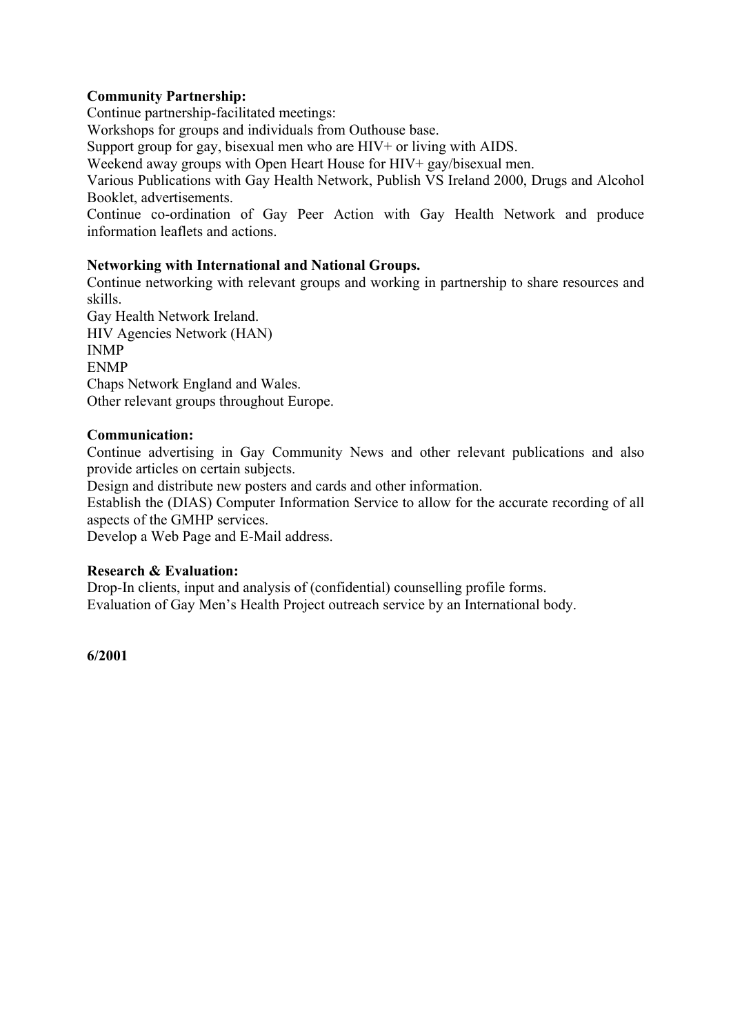**Community Partnership:**

Continue partnership-facilitated meetings:

Workshops for groups and individuals from Outhouse base.

Support group for gay, bisexual men who are HIV+ or living with AIDS.

Weekend away groups with Open Heart House for HIV+ gay/bisexual men.

Various Publications with Gay Health Network, Publish VS Ireland 2000, Drugs and Alcohol Booklet, advertisements.

Continue co-ordination of Gay Peer Action with Gay Health Network and produce information leaflets and actions.

**Networking with International and National Groups.**

Continue networking with relevant groups and working in partnership to share resources and skills.

Gay Health Network Ireland.

HIV Agencies Network (HAN)

INMP

ENMP

Chaps Network England and Wales.

Other relevant groups throughout Europe.

**Communication:**

Continue advertising in Gay Community News and other relevant publications and also provide articles on certain subjects.

Design and distribute new posters and cards and other information.

Establish the (DIAS) Computer Information Service to allow for the accurate recording of all aspects of the GMHP services.

Develop a Web Page and E-Mail address.

**Research & Evaluation:**

Drop-In clients, input and analysis of (confidential) counselling profile forms.

Evaluation of Gay Men's Health Project outreach service by an International body.

**6/2001**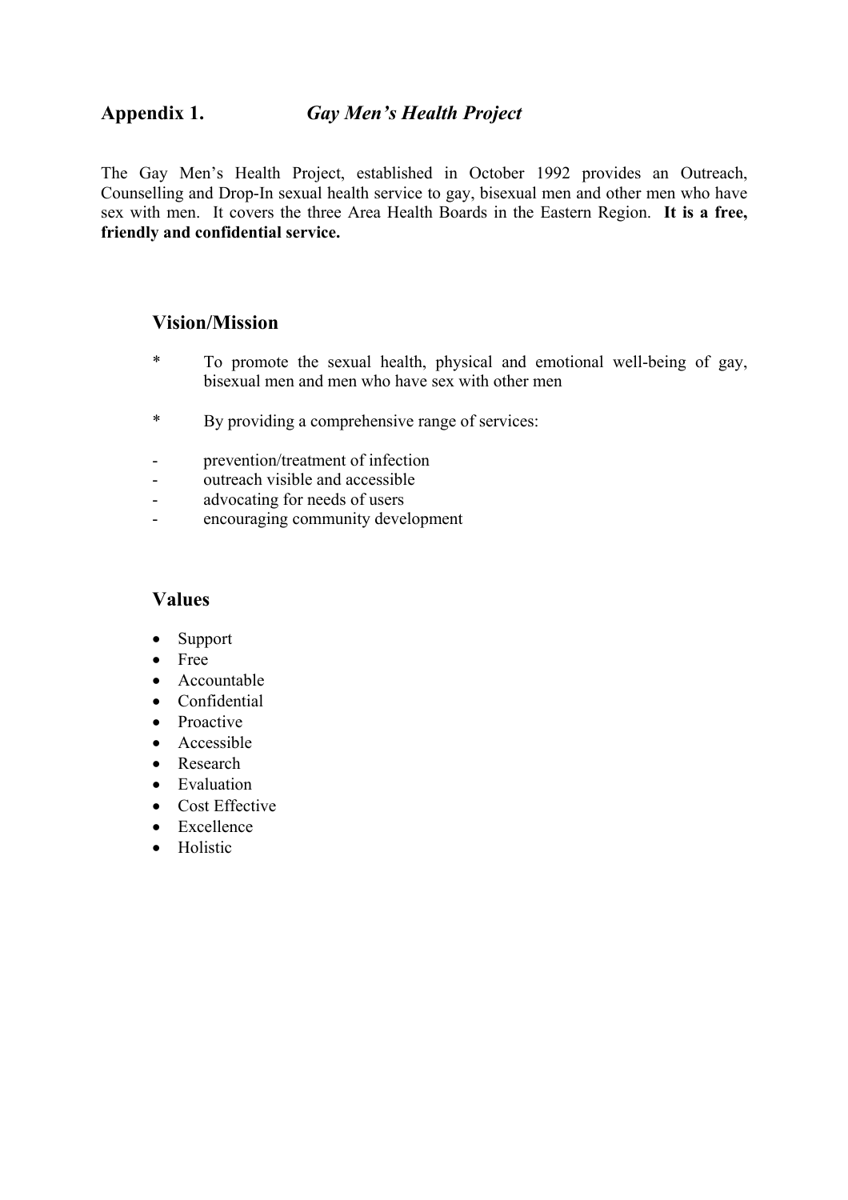## Appendix 1. *Gay Men's Health Project*

The Gay Men's Health Project, established in October 1992 provides an Outreach, Counselling and Drop-In sexual health service to gay, bisexual men and other men who have sex with men. It covers the three Area Health Boards in the Eastern Region. **It is a free, friendly and confidential service.**

### Vision/Mission

* To promote the sexual health, physical and emotional well-being of gay, bisexual men and men who have sex with other men

* By providing a comprehensive range of services:

- prevention/treatment of infection
- outreach visible and accessible
- advocating for needs of users
- encouraging community development

### Values

- Support
- Free
- Accountable
- Confidential
- Proactive
- Accessible
- Research
- Evaluation
- Cost Effective
- Excellence
- Holistic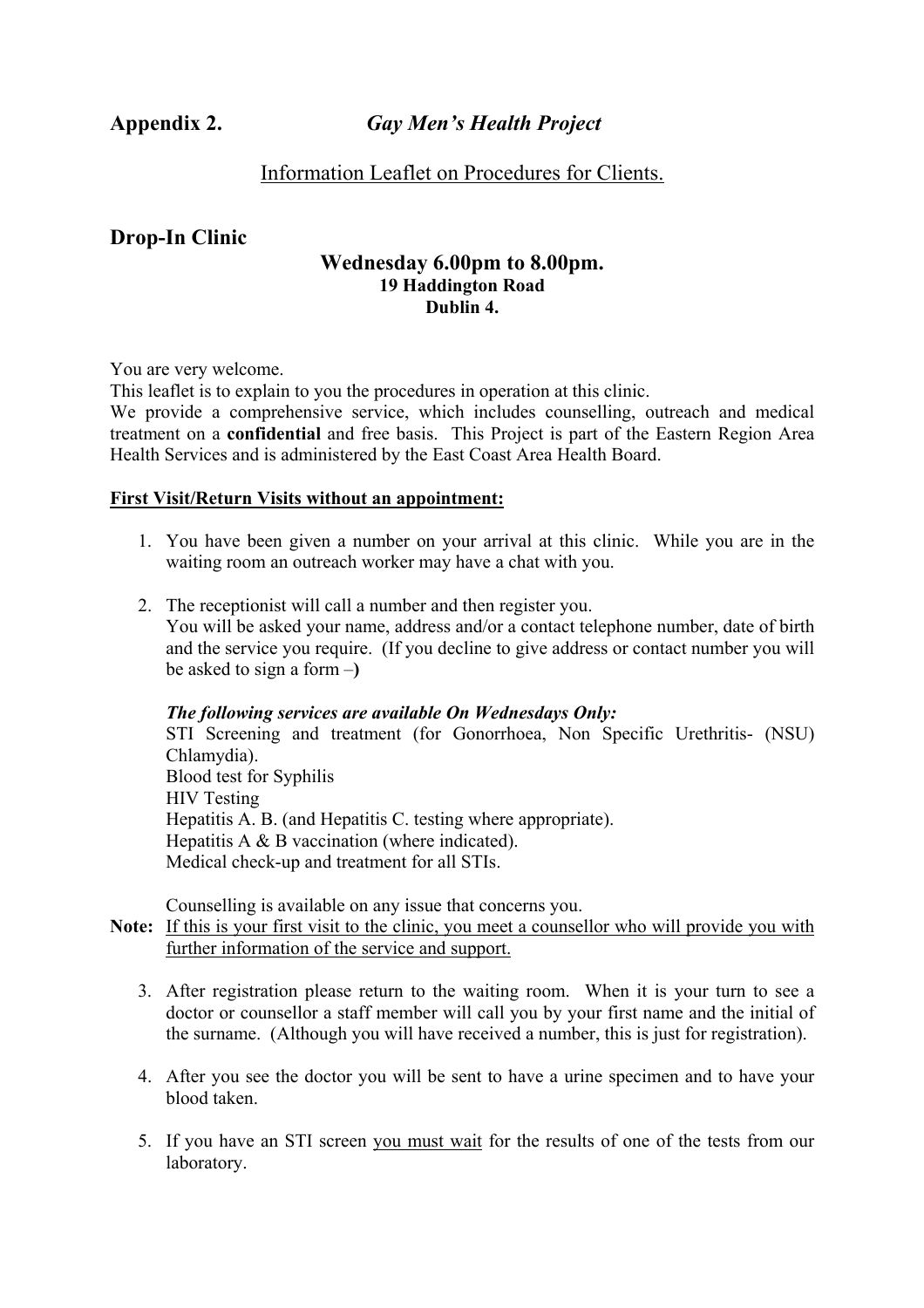## Appendix 2. *Gay Men's Health Project*

Information Leaflet on Procedures for Clients.

## Drop-In Clinic

**Wednesday 6.00pm to 8.00pm.**
**19 Haddington Road**
**Dublin 4.**

You are very welcome.
This leaflet is to explain to you the procedures in operation at this clinic.
We provide a comprehensive service, which includes counselling, outreach and medical treatment on a **confidential** and free basis. This Project is part of the Eastern Region Area Health Services and is administered by the East Coast Area Health Board.

**First Visit/Return Visits without an appointment:**

1. You have been given a number on your arrival at this clinic. While you are in the waiting room an outreach worker may have a chat with you.

2. The receptionist will call a number and then register you.
   You will be asked your name, address and/or a contact telephone number, date of birth and the service you require. (If you decline to give address or contact number you will be asked to sign a form –**)**

   ***The following services are available On Wednesdays Only:***
   STI Screening and treatment (for Gonorrhoea, Non Specific Urethritis- (NSU) Chlamydia).
   Blood test for Syphilis
   HIV Testing
   Hepatitis A. B. (and Hepatitis C. testing where appropriate).
   Hepatitis A & B vaccination (where indicated).
   Medical check-up and treatment for all STIs.

   Counselling is available on any issue that concerns you.

**Note:** If this is your first visit to the clinic, you meet a counsellor who will provide you with further information of the service and support.

3. After registration please return to the waiting room. When it is your turn to see a doctor or counsellor a staff member will call you by your first name and the initial of the surname. (Although you will have received a number, this is just for registration).

4. After you see the doctor you will be sent to have a urine specimen and to have your blood taken.

5. If you have an STI screen you must wait for the results of one of the tests from our laboratory.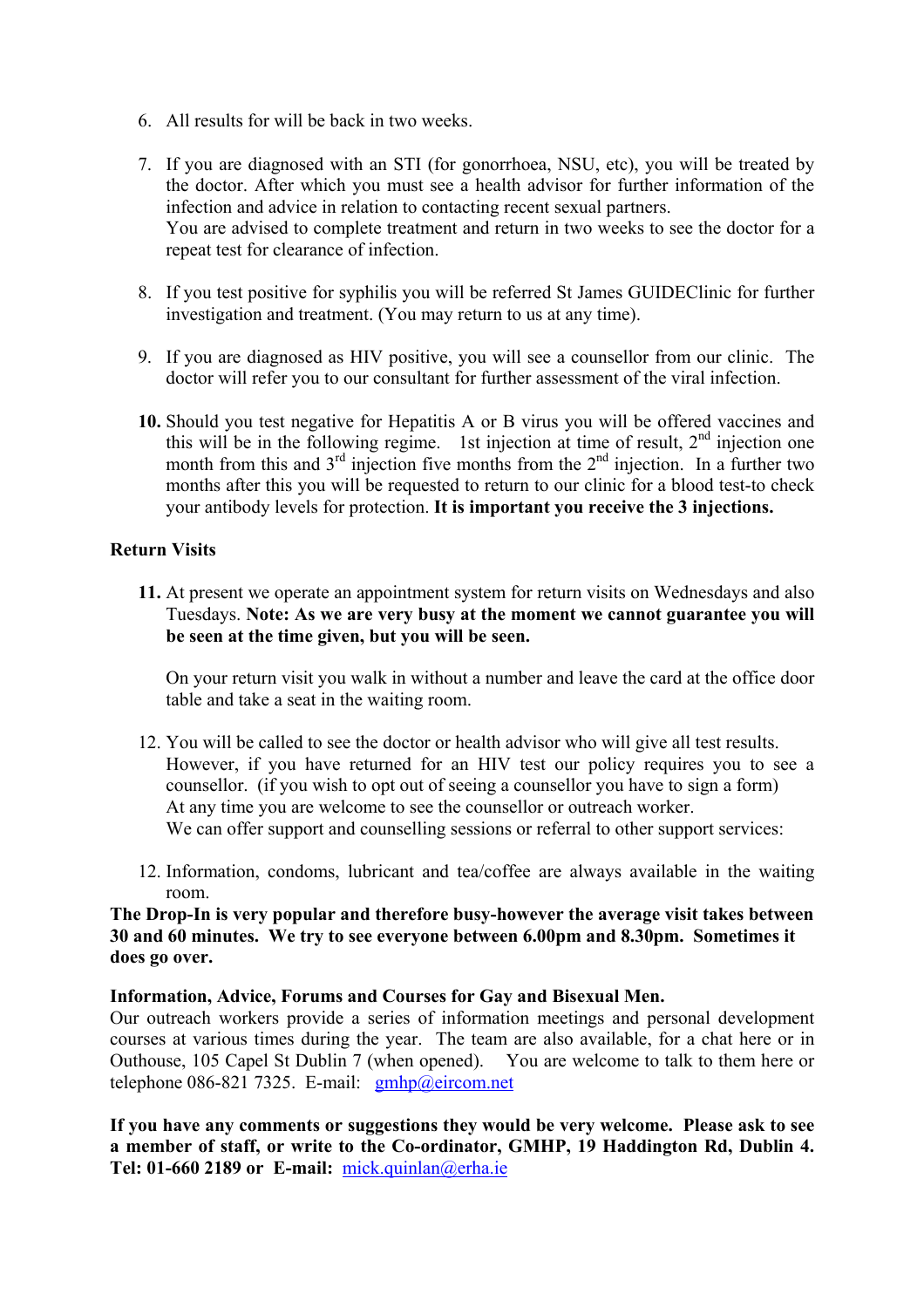6. All results for will be back in two weeks.

7. If you are diagnosed with an STI (for gonorrhoea, NSU, etc), you will be treated by the doctor. After which you must see a health advisor for further information of the infection and advice in relation to contacting recent sexual partners.
   You are advised to complete treatment and return in two weeks to see the doctor for a repeat test for clearance of infection.

8. If you test positive for syphilis you will be referred St James GUIDEClinic for further investigation and treatment. (You may return to us at any time).

9. If you are diagnosed as HIV positive, you will see a counsellor from our clinic. The doctor will refer you to our consultant for further assessment of the viral infection.

**10.** Should you test negative for Hepatitis A or B virus you will be offered vaccines and this will be in the following regime. 1st injection at time of result, 2nd injection one month from this and 3rd injection five months from the 2nd injection. In a further two months after this you will be requested to return to our clinic for a blood test-to check your antibody levels for protection. **It is important you receive the 3 injections.**

**Return Visits**

**11.** At present we operate an appointment system for return visits on Wednesdays and also Tuesdays. **Note: As we are very busy at the moment we cannot guarantee you will be seen at the time given, but you will be seen.**

   On your return visit you walk in without a number and leave the card at the office door table and take a seat in the waiting room.

12. You will be called to see the doctor or health advisor who will give all test results.
    However, if you have returned for an HIV test our policy requires you to see a counsellor. (if you wish to opt out of seeing a counsellor you have to sign a form)
    At any time you are welcome to see the counsellor or outreach worker.
    We can offer support and counselling sessions or referral to other support services:

12. Information, condoms, lubricant and tea/coffee are always available in the waiting room.

**The Drop-In is very popular and therefore busy-however the average visit takes between 30 and 60 minutes. We try to see everyone between 6.00pm and 8.30pm. Sometimes it does go over.**

**Information, Advice, Forums and Courses for Gay and Bisexual Men.**
Our outreach workers provide a series of information meetings and personal development courses at various times during the year. The team are also available, for a chat here or in Outhouse, 105 Capel St Dublin 7 (when opened). You are welcome to talk to them here or telephone 086-821 7325. E-mail: gmhp@eircom.net

**If you have any comments or suggestions they would be very welcome. Please ask to see a member of staff, or write to the Co-ordinator, GMHP, 19 Haddington Rd, Dublin 4. Tel: 01-660 2189 or E-mail:** mick.quinlan@erha.ie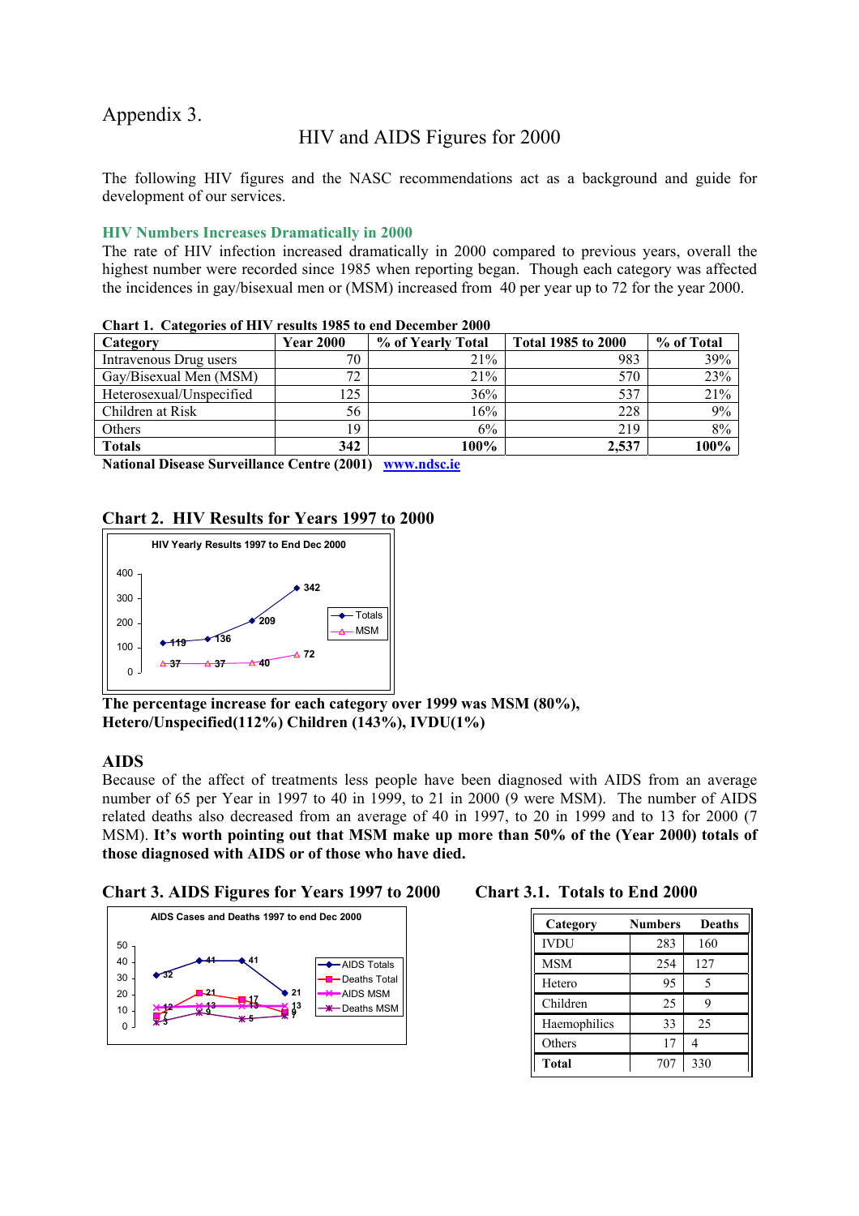Appendix 3.

## HIV and AIDS Figures for 2000

The following HIV figures and the NASC recommendations act as a background and guide for development of our services.

### HIV Numbers Increases Dramatically in 2000

The rate of HIV infection increased dramatically in 2000 compared to previous years, overall the highest number were recorded since 1985 when reporting began. Though each category was affected the incidences in gay/bisexual men or (MSM) increased from 40 per year up to 72 for the year 2000.

**Chart 1. Categories of HIV results 1985 to end December 2000**

| Category | Year 2000 | % of Yearly Total | Total 1985 to 2000 | % of Total |
|---|---|---|---|---|
| Intravenous Drug users | 70 | 21% | 983 | 39% |
| Gay/Bisexual Men (MSM) | 72 | 21% | 570 | 23% |
| Heterosexual/Unspecified | 125 | 36% | 537 | 21% |
| Children at Risk | 56 | 16% | 228 | 9% |
| Others | 19 | 6% | 219 | 8% |
| **Totals** | **342** | **100%** | **2,537** | **100%** |

**National Disease Surveillance Centre (2001)** www.ndsc.ie

### Chart 2. HIV Results for Years 1997 to 2000

HIV Yearly Results 1997 to End Dec 2000

| | 1997 | 1998 | 1999 | 2000 |
|---|---|---|---|---|
| Totals | 119 | 136 | 209 | 342 |
| MSM | 37 | 37 | 40 | 72 |

**The percentage increase for each category over 1999 was MSM (80%), Hetero/Unspecified(112%) Children (143%), IVDU(1%)**

### AIDS

Because of the affect of treatments less people have been diagnosed with AIDS from an average number of 65 per Year in 1997 to 40 in 1999, to 21 in 2000 (9 were MSM). The number of AIDS related deaths also decreased from an average of 40 in 1997, to 20 in 1999 and to 13 for 2000 (7 MSM). **It's worth pointing out that MSM make up more than 50% of the (Year 2000) totals of those diagnosed with AIDS or of those who have died.**

### Chart 3. AIDS Figures for Years 1997 to 2000

AIDS Cases and Deaths 1997 to end Dec 2000

| | 1997 | 1998 | 1999 | 2000 |
|---|---|---|---|---|
| AIDS Totals | 32 | 41 | 41 | 21 |
| Deaths Total | 7 | 21 | 17 | 9 |
| AIDS MSM | 12 | 13 | 13 | 13 |
| Deaths MSM | 3 | 9 | 5 | 7 |

### Chart 3.1. Totals to End 2000

| Category | Numbers | Deaths |
|---|---|---|
| IVDU | 283 | 160 |
| MSM | 254 | 127 |
| Hetero | 95 | 5 |
| Children | 25 | 9 |
| Haemophilics | 33 | 25 |
| Others | 17 | 4 |
| **Total** | 707 | 330 |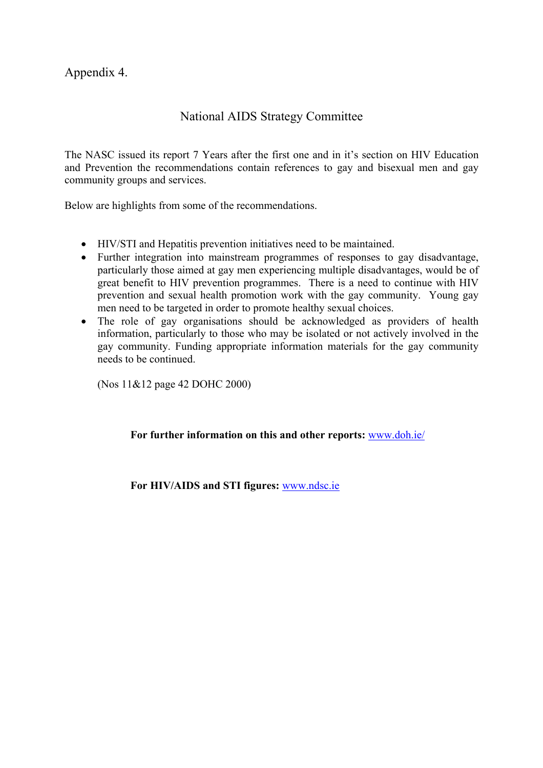Appendix 4.

## National AIDS Strategy Committee

The NASC issued its report 7 Years after the first one and in it's section on HIV Education and Prevention the recommendations contain references to gay and bisexual men and gay community groups and services.

Below are highlights from some of the recommendations.

- HIV/STI and Hepatitis prevention initiatives need to be maintained.
- Further integration into mainstream programmes of responses to gay disadvantage, particularly those aimed at gay men experiencing multiple disadvantages, would be of great benefit to HIV prevention programmes. There is a need to continue with HIV prevention and sexual health promotion work with the gay community. Young gay men need to be targeted in order to promote healthy sexual choices.
- The role of gay organisations should be acknowledged as providers of health information, particularly to those who may be isolated or not actively involved in the gay community. Funding appropriate information materials for the gay community needs to be continued.

(Nos 11&12 page 42 DOHC 2000)

**For further information on this and other reports:** www.doh.ie/

**For HIV/AIDS and STI figures:** www.ndsc.ie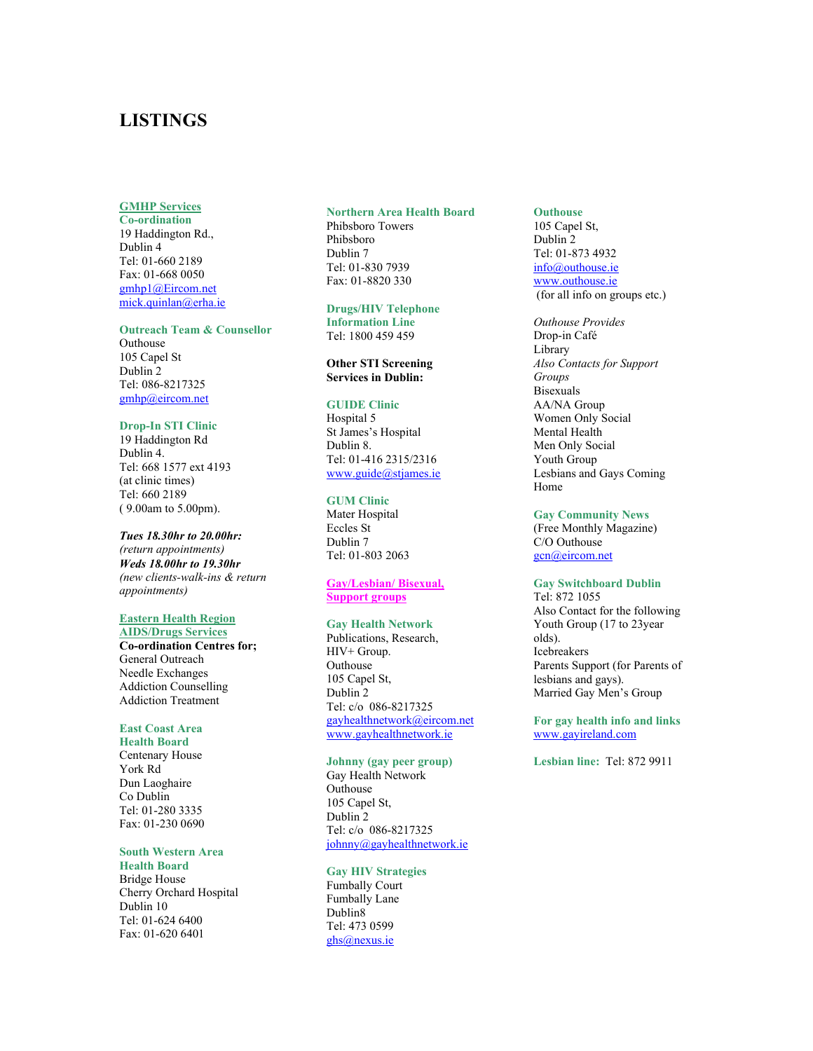# LISTINGS

**GMHP Services Co-ordination**
19 Haddington Rd.,
Dublin 4
Tel: 01-660 2189
Fax: 01-668 0050
gmhp1@Eircom.net
mick.quinlan@erha.ie

**Outreach Team & Counsellor**
Outhouse
105 Capel St
Dublin 2
Tel: 086-8217325
gmhp@eircom.net

**Drop-In STI Clinic**
19 Haddington Rd
Dublin 4.
Tel: 668 1577 ext 4193
(at clinic times)
Tel: 660 2189
( 9.00am to 5.00pm).

***Tues 18.30hr to 20.00hr:***
*(return appointments)*
***Weds 18.00hr to 19.30hr***
*(new clients-walk-ins & return appointments)*

**Eastern Health Region AIDS/Drugs Services**
**Co-ordination Centres for;**
General Outreach
Needle Exchanges
Addiction Counselling
Addiction Treatment

**East Coast Area Health Board**
Centenary House
York Rd
Dun Laoghaire
Co Dublin
Tel: 01-280 3335
Fax: 01-230 0690

**South Western Area Health Board**
Bridge House
Cherry Orchard Hospital
Dublin 10
Tel: 01-624 6400
Fax: 01-620 6401

**Northern Area Health Board**
Phibsboro Towers
Phibsboro
Dublin 7
Tel: 01-830 7939
Fax: 01-8820 330

**Drugs/HIV Telephone Information Line**
Tel: 1800 459 459

**Other STI Screening Services in Dublin:**

**GUIDE Clinic**
Hospital 5
St James's Hospital
Dublin 8.
Tel: 01-416 2315/2316
www.guide@stjames.ie

**GUM Clinic**
Mater Hospital
Eccles St
Dublin 7
Tel: 01-803 2063

**Gay/Lesbian/ Bisexual, Support groups**

**Gay Health Network**
Publications, Research,
HIV+ Group.
Outhouse
105 Capel St,
Dublin 2
Tel: c/o 086-8217325
gayhealthnetwork@eircom.net
www.gayhealthnetwork.ie

**Johnny (gay peer group)**
Gay Health Network
Outhouse
105 Capel St,
Dublin 2
Tel: c/o 086-8217325
johnny@gayhealthnetwork.ie

**Gay HIV Strategies**
Fumbally Court
Fumbally Lane
Dublin8
Tel: 473 0599
ghs@nexus.ie

**Outhouse**
105 Capel St,
Dublin 2
Tel: 01-873 4932
info@outhouse.ie
www.outhouse.ie
(for all info on groups etc.)

*Outhouse Provides*
Drop-in Café
Library
*Also Contacts for Support Groups*
Bisexuals
AA/NA Group
Women Only Social
Mental Health
Men Only Social
Youth Group
Lesbians and Gays Coming Home

**Gay Community News**
(Free Monthly Magazine)
C/O Outhouse
gcn@eircom.net

**Gay Switchboard Dublin**
Tel: 872 1055
Also Contact for the following
Youth Group (17 to 23year olds).
Icebreakers
Parents Support (for Parents of lesbians and gays).
Married Gay Men's Group

**For gay health info and links**
www.gayireland.com

**Lesbian line:** Tel: 872 9911